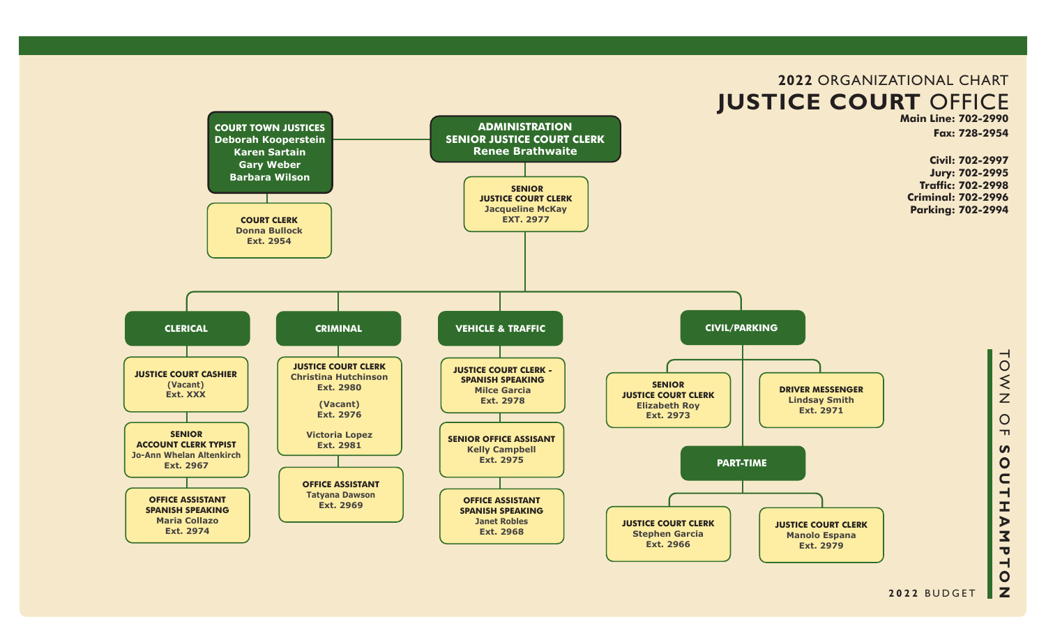# 2022 ORGANIZATIONAL CHART
# JUSTICE COURT OFFICE

**Main Line: 702-2990**
**Fax: 728-2954**

**Civil: 702-2997**
**Jury: 702-2995**
**Traffic: 702-2998**
**Criminal: 702-2996**
**Parking: 702-2994**

## COURT TOWN JUSTICES
- Deborah Kooperstein
- Karen Sartain
- Gary Weber
- Barbara Wilson

**COURT CLERK**
Donna Bullock
Ext. 2954

## ADMINISTRATION
**SENIOR JUSTICE COURT CLERK**
Renee Brathwaite

**SENIOR JUSTICE COURT CLERK**
Jacqueline McKay
EXT. 2977

## CLERICAL

**JUSTICE COURT CASHIER**
(Vacant)
Ext. XXX

**SENIOR ACCOUNT CLERK TYPIST**
Jo-Ann Whelan Altenkirch
Ext. 2967

**OFFICE ASSISTANT SPANISH SPEAKING**
Maria Collazo
Ext. 2974

## CRIMINAL

**JUSTICE COURT CLERK**
Christina Hutchinson
Ext. 2980

(Vacant)
Ext. 2976

Victoria Lopez
Ext. 2981

**OFFICE ASSISTANT**
Tatyana Dawson
Ext. 2969

## VEHICLE & TRAFFIC

**JUSTICE COURT CLERK - SPANISH SPEAKING**
Milce Garcia
Ext. 2978

**SENIOR OFFICE ASSISANT**
Kelly Campbell
Ext. 2975

**OFFICE ASSISTANT SPANISH SPEAKING**
Janet Robles
Ext. 2968

## CIVIL/PARKING

**SENIOR JUSTICE COURT CLERK**
Elizabeth Roy
Ext. 2973

**DRIVER MESSENGER**
Lindsay Smith
Ext. 2971

### PART-TIME

**JUSTICE COURT CLERK**
Stephen Garcia
Ext. 2966

**JUSTICE COURT CLERK**
Manolo Espana
Ext. 2979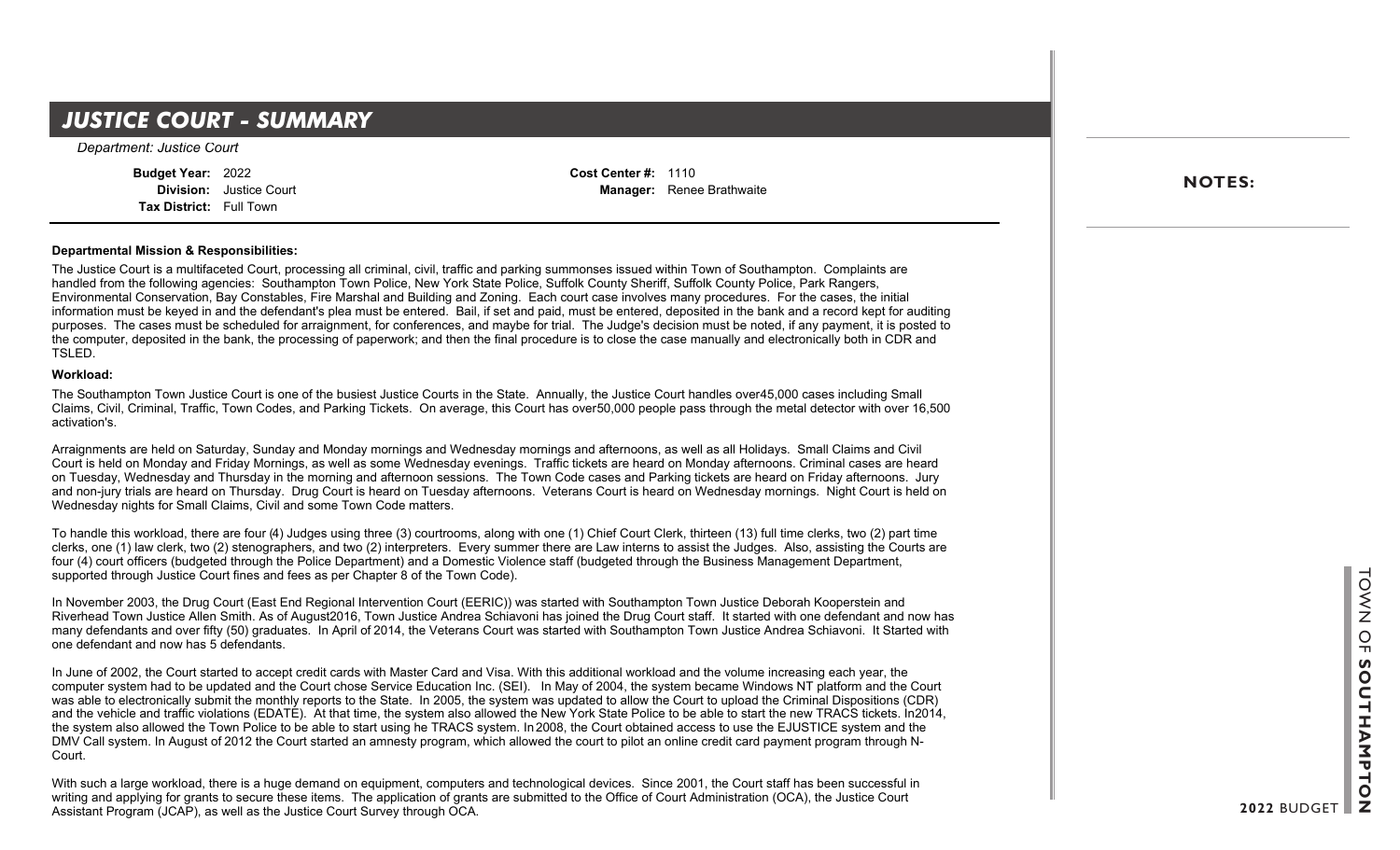# JUSTICE COURT - SUMMARY

*Department: Justice Court*

**Budget Year:** 2022
**Division:** Justice Court
**Tax District:** Full Town
**Cost Center #:** 1110
**Manager:** Renee Brathwaite

**NOTES:**

**Departmental Mission & Responsibilities:**

The Justice Court is a multifaceted Court, processing all criminal, civil, traffic and parking summonses issued within Town of Southampton. Complaints are handled from the following agencies: Southampton Town Police, New York State Police, Suffolk County Sheriff, Suffolk County Police, Park Rangers, Environmental Conservation, Bay Constables, Fire Marshal and Building and Zoning. Each court case involves many procedures. For the cases, the initial information must be keyed in and the defendant's plea must be entered. Bail, if set and paid, must be entered, deposited in the bank and a record kept for auditing purposes. The cases must be scheduled for arraignment, for conferences, and maybe for trial. The Judge's decision must be noted, if any payment, it is posted to the computer, deposited in the bank, the processing of paperwork; and then the final procedure is to close the case manually and electronically both in CDR and TSLED.

**Workload:**

The Southampton Town Justice Court is one of the busiest Justice Courts in the State. Annually, the Justice Court handles over45,000 cases including Small Claims, Civil, Criminal, Traffic, Town Codes, and Parking Tickets. On average, this Court has over50,000 people pass through the metal detector with over 16,500 activation's.

Arraignments are held on Saturday, Sunday and Monday mornings and Wednesday mornings and afternoons, as well as all Holidays. Small Claims and Civil Court is held on Monday and Friday Mornings, as well as some Wednesday evenings. Traffic tickets are heard on Monday afternoons. Criminal cases are heard on Tuesday, Wednesday and Thursday in the morning and afternoon sessions. The Town Code cases and Parking tickets are heard on Friday afternoons. Jury and non-jury trials are heard on Thursday. Drug Court is heard on Tuesday afternoons. Veterans Court is heard on Wednesday mornings. Night Court is held on Wednesday nights for Small Claims, Civil and some Town Code matters.

To handle this workload, there are four (4) Judges using three (3) courtrooms, along with one (1) Chief Court Clerk, thirteen (13) full time clerks, two (2) part time clerks, one (1) law clerk, two (2) stenographers, and two (2) interpreters. Every summer there are Law interns to assist the Judges. Also, assisting the Courts are four (4) court officers (budgeted through the Police Department) and a Domestic Violence staff (budgeted through the Business Management Department, supported through Justice Court fines and fees as per Chapter 8 of the Town Code).

In November 2003, the Drug Court (East End Regional Intervention Court (EERIC)) was started with Southampton Town Justice Deborah Kooperstein and Riverhead Town Justice Allen Smith. As of August2016, Town Justice Andrea Schiavoni has joined the Drug Court staff. It started with one defendant and now has many defendants and over fifty (50) graduates. In April of 2014, the Veterans Court was started with Southampton Town Justice Andrea Schiavoni. It Started with one defendant and now has 5 defendants.

In June of 2002, the Court started to accept credit cards with Master Card and Visa. With this additional workload and the volume increasing each year, the computer system had to be updated and the Court chose Service Education Inc. (SEI). In May of 2004, the system became Windows NT platform and the Court was able to electronically submit the monthly reports to the State. In 2005, the system was updated to allow the Court to upload the Criminal Dispositions (CDR) and the vehicle and traffic violations (EDATE). At that time, the system also allowed the New York State Police to be able to start the new TRACS tickets. In2014, the system also allowed the Town Police to be able to start using he TRACS system. In 2008, the Court obtained access to use the EJUSTICE system and the DMV Call system. In August of 2012 the Court started an amnesty program, which allowed the court to pilot an online credit card payment program through N-Court.

With such a large workload, there is a huge demand on equipment, computers and technological devices. Since 2001, the Court staff has been successful in writing and applying for grants to secure these items. The application of grants are submitted to the Office of Court Administration (OCA), the Justice Court Assistant Program (JCAP), as well as the Justice Court Survey through OCA.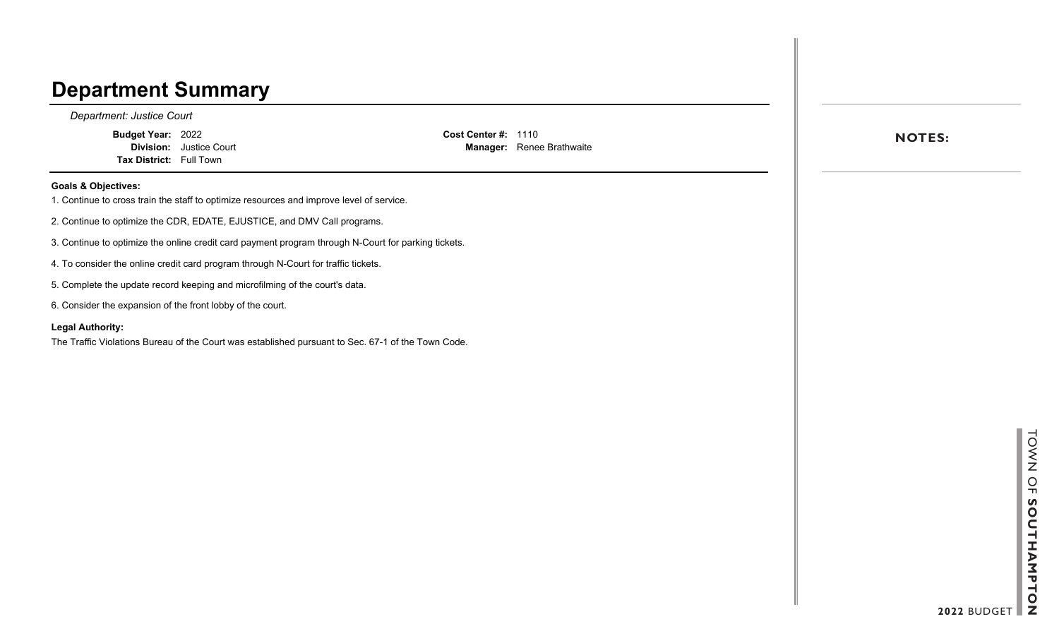# Department Summary

*Department: Justice Court*

**Budget Year:** 2022
**Division:** Justice Court
**Tax District:** Full Town

**Cost Center #:** 1110
**Manager:** Renee Brathwaite

**Goals & Objectives:**

1. Continue to cross train the staff to optimize resources and improve level of service.
2. Continue to optimize the CDR, EDATE, EJUSTICE, and DMV Call programs.
3. Continue to optimize the online credit card payment program through N-Court for parking tickets.
4. To consider the online credit card program through N-Court for traffic tickets.
5. Complete the update record keeping and microfilming of the court's data.
6. Consider the expansion of the front lobby of the court.

**Legal Authority:**

The Traffic Violations Bureau of the Court was established pursuant to Sec. 67-1 of the Town Code.

**NOTES:**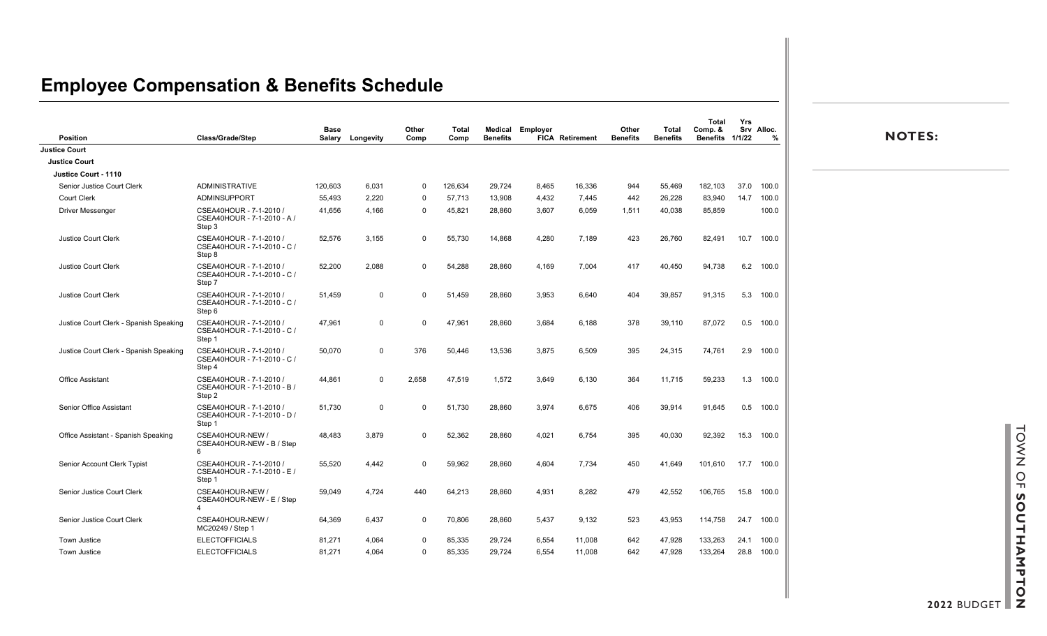# Employee Compensation & Benefits Schedule

| Position | Class/Grade/Step | Base Salary | Longevity | Other Comp | Total Comp | Medical Benefits | Employer FICA | Retirement | Other Benefits | Total Benefits | Total Comp. & Benefits | Yrs Srv 1/1/22 | Alloc. % |
|---|---|---|---|---|---|---|---|---|---|---|---|---|---|
| **Justice Court** | | | | | | | | | | | | | |
| **Justice Court** | | | | | | | | | | | | | |
| **Justice Court - 1110** | | | | | | | | | | | | | |
| Senior Justice Court Clerk | ADMINISTRATIVE | 120,603 | 6,031 | 0 | 126,634 | 29,724 | 8,465 | 16,336 | 944 | 55,469 | 182,103 | 37.0 | 100.0 |
| Court Clerk | ADMINSUPPORT | 55,493 | 2,220 | 0 | 57,713 | 13,908 | 4,432 | 7,445 | 442 | 26,228 | 83,940 | 14.7 | 100.0 |
| Driver Messenger | CSEA40HOUR - 7-1-2010 / CSEA40HOUR - 7-1-2010 - A / Step 3 | 41,656 | 4,166 | 0 | 45,821 | 28,860 | 3,607 | 6,059 | 1,511 | 40,038 | 85,859 | | 100.0 |
| Justice Court Clerk | CSEA40HOUR - 7-1-2010 / CSEA40HOUR - 7-1-2010 - C / Step 8 | 52,576 | 3,155 | 0 | 55,730 | 14,868 | 4,280 | 7,189 | 423 | 26,760 | 82,491 | 10.7 | 100.0 |
| Justice Court Clerk | CSEA40HOUR - 7-1-2010 / CSEA40HOUR - 7-1-2010 - C / Step 7 | 52,200 | 2,088 | 0 | 54,288 | 28,860 | 4,169 | 7,004 | 417 | 40,450 | 94,738 | 6.2 | 100.0 |
| Justice Court Clerk | CSEA40HOUR - 7-1-2010 / CSEA40HOUR - 7-1-2010 - C / Step 6 | 51,459 | 0 | 0 | 51,459 | 28,860 | 3,953 | 6,640 | 404 | 39,857 | 91,315 | 5.3 | 100.0 |
| Justice Court Clerk - Spanish Speaking | CSEA40HOUR - 7-1-2010 / CSEA40HOUR - 7-1-2010 - C / Step 1 | 47,961 | 0 | 0 | 47,961 | 28,860 | 3,684 | 6,188 | 378 | 39,110 | 87,072 | 0.5 | 100.0 |
| Justice Court Clerk - Spanish Speaking | CSEA40HOUR - 7-1-2010 / CSEA40HOUR - 7-1-2010 - C / Step 4 | 50,070 | 0 | 376 | 50,446 | 13,536 | 3,875 | 6,509 | 395 | 24,315 | 74,761 | 2.9 | 100.0 |
| Office Assistant | CSEA40HOUR - 7-1-2010 / CSEA40HOUR - 7-1-2010 - B / Step 2 | 44,861 | 0 | 2,658 | 47,519 | 1,572 | 3,649 | 6,130 | 364 | 11,715 | 59,233 | 1.3 | 100.0 |
| Senior Office Assistant | CSEA40HOUR - 7-1-2010 / CSEA40HOUR - 7-1-2010 - D / Step 1 | 51,730 | 0 | 0 | 51,730 | 28,860 | 3,974 | 6,675 | 406 | 39,914 | 91,645 | 0.5 | 100.0 |
| Office Assistant - Spanish Speaking | CSEA40HOUR-NEW / CSEA40HOUR-NEW - B / Step 6 | 48,483 | 3,879 | 0 | 52,362 | 28,860 | 4,021 | 6,754 | 395 | 40,030 | 92,392 | 15.3 | 100.0 |
| Senior Account Clerk Typist | CSEA40HOUR - 7-1-2010 / CSEA40HOUR - 7-1-2010 - E / Step 1 | 55,520 | 4,442 | 0 | 59,962 | 28,860 | 4,604 | 7,734 | 450 | 41,649 | 101,610 | 17.7 | 100.0 |
| Senior Justice Court Clerk | CSEA40HOUR-NEW / CSEA40HOUR-NEW - E / Step 4 | 59,049 | 4,724 | 440 | 64,213 | 28,860 | 4,931 | 8,282 | 479 | 42,552 | 106,765 | 15.8 | 100.0 |
| Senior Justice Court Clerk | CSEA40HOUR-NEW / MC20249 / Step 1 | 64,369 | 6,437 | 0 | 70,806 | 28,860 | 5,437 | 9,132 | 523 | 43,953 | 114,758 | 24.7 | 100.0 |
| Town Justice | ELECTOFFICIALS | 81,271 | 4,064 | 0 | 85,335 | 29,724 | 6,554 | 11,008 | 642 | 47,928 | 133,263 | 24.1 | 100.0 |
| Town Justice | ELECTOFFICIALS | 81,271 | 4,064 | 0 | 85,335 | 29,724 | 6,554 | 11,008 | 642 | 47,928 | 133,264 | 28.8 | 100.0 |

**NOTES:**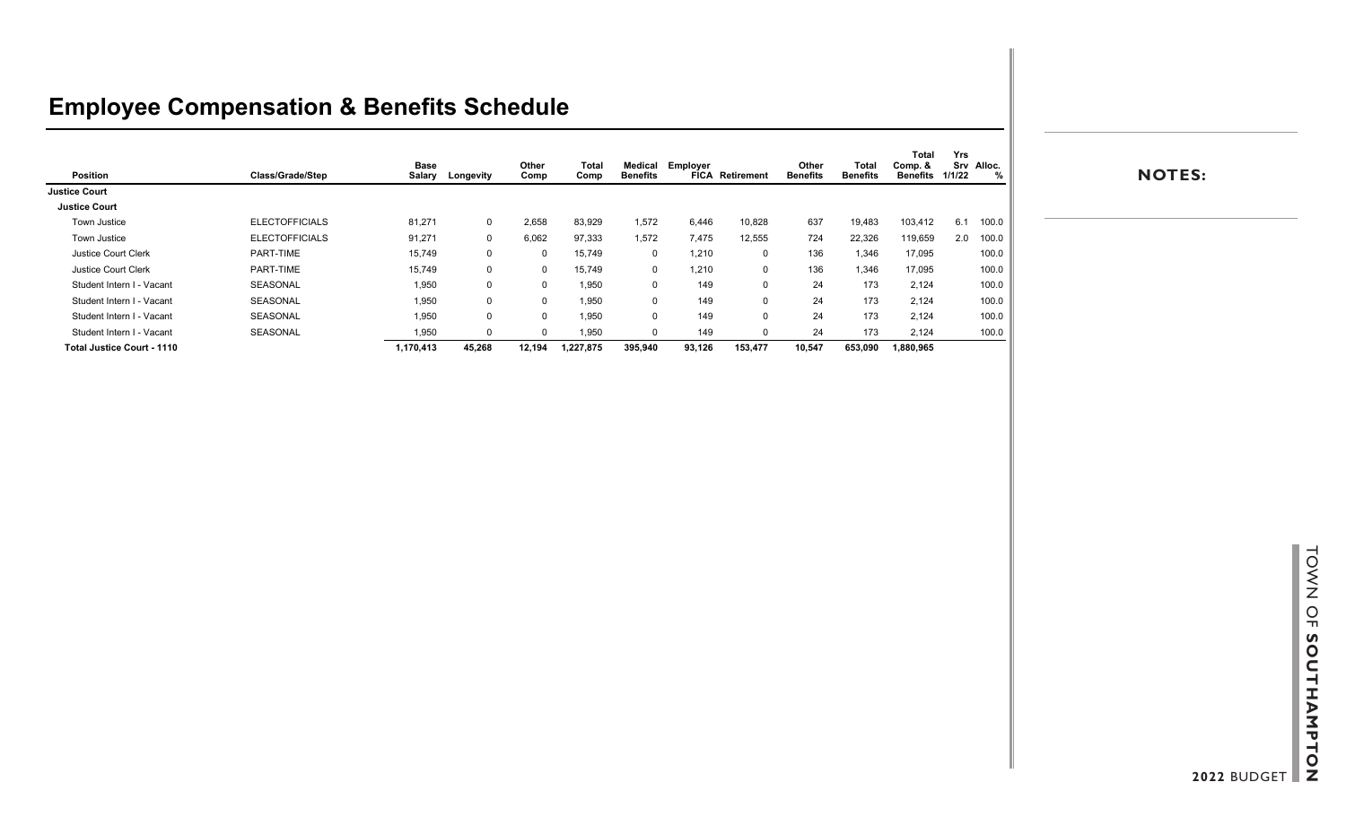# Employee Compensation & Benefits Schedule

| Position | Class/Grade/Step | Base Salary | Longevity | Other Comp | Total Comp | Medical Benefits | Employer FICA | Retirement | Other Benefits | Total Benefits | Total Comp. & Benefits | Yrs Srv 1/1/22 | Alloc. % |
|---|---|---|---|---|---|---|---|---|---|---|---|---|---|
| **Justice Court** | | | | | | | | | | | | | |
| **Justice Court** | | | | | | | | | | | | | |
| Town Justice | ELECTOFFICIALS | 81,271 | 0 | 2,658 | 83,929 | 1,572 | 6,446 | 10,828 | 637 | 19,483 | 103,412 | 6.1 | 100.0 |
| Town Justice | ELECTOFFICIALS | 91,271 | 0 | 6,062 | 97,333 | 1,572 | 7,475 | 12,555 | 724 | 22,326 | 119,659 | 2.0 | 100.0 |
| Justice Court Clerk | PART-TIME | 15,749 | 0 | 0 | 15,749 | 0 | 1,210 | 0 | 136 | 1,346 | 17,095 | | 100.0 |
| Justice Court Clerk | PART-TIME | 15,749 | 0 | 0 | 15,749 | 0 | 1,210 | 0 | 136 | 1,346 | 17,095 | | 100.0 |
| Student Intern I - Vacant | SEASONAL | 1,950 | 0 | 0 | 1,950 | 0 | 149 | 0 | 24 | 173 | 2,124 | | 100.0 |
| Student Intern I - Vacant | SEASONAL | 1,950 | 0 | 0 | 1,950 | 0 | 149 | 0 | 24 | 173 | 2,124 | | 100.0 |
| Student Intern I - Vacant | SEASONAL | 1,950 | 0 | 0 | 1,950 | 0 | 149 | 0 | 24 | 173 | 2,124 | | 100.0 |
| Student Intern I - Vacant | SEASONAL | 1,950 | 0 | 0 | 1,950 | 0 | 149 | 0 | 24 | 173 | 2,124 | | 100.0 |
| **Total Justice Court - 1110** | | **1,170,413** | **45,268** | **12,194** | **1,227,875** | **395,940** | **93,126** | **153,477** | **10,547** | **653,090** | **1,880,965** | | |

**NOTES:**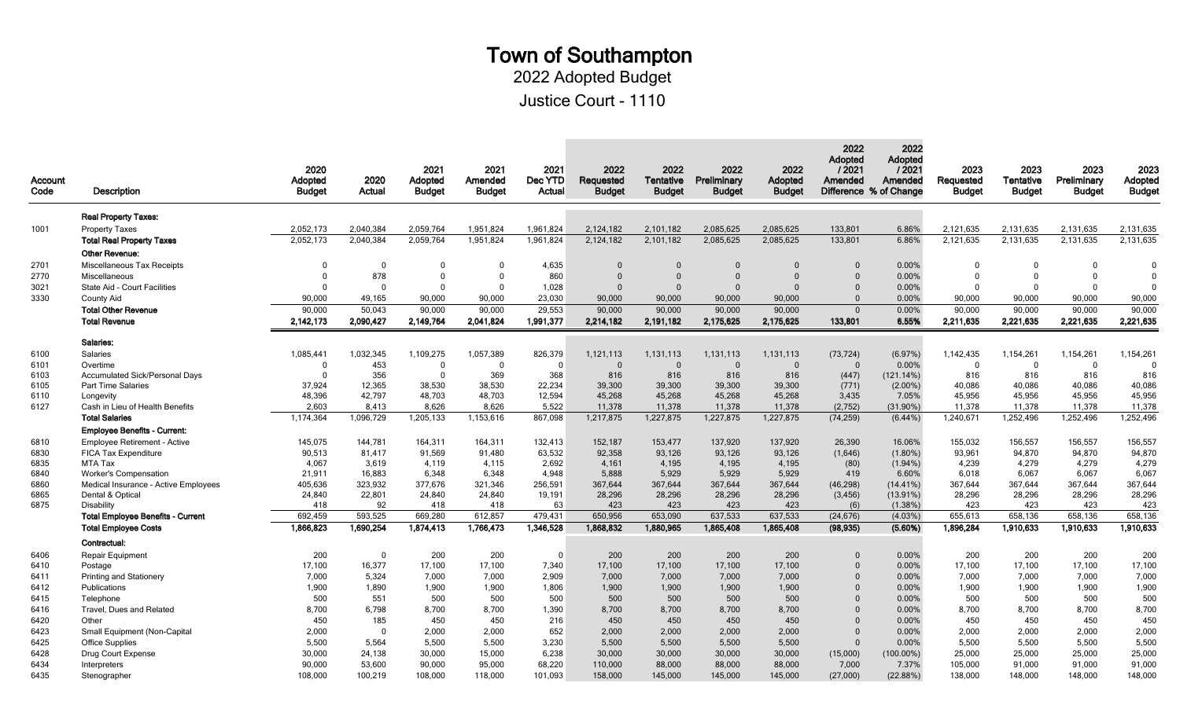# Town of Southampton

## 2022 Adopted Budget

## Justice Court - 1110

| Account Code | Description | 2020 Adopted Budget | 2020 Actual | 2021 Adopted Budget | 2021 Amended Budget | 2021 Dec YTD Actual | 2022 Requested Budget | 2022 Tentative Budget | 2022 Preliminary Budget | 2022 Adopted Budget | 2022 Adopted / 2021 Amended Difference | 2022 Adopted / 2021 Amended % of Change | 2023 Requested Budget | 2023 Tentative Budget | 2023 Preliminary Budget | 2023 Adopted Budget |
|---|---|---|---|---|---|---|---|---|---|---|---|---|---|---|---|---|
| | **Real Property Taxes:** | | | | | | | | | | | | | | | |
| 1001 | Property Taxes | 2,052,173 | 2,040,384 | 2,059,764 | 1,951,824 | 1,961,824 | 2,124,182 | 2,101,182 | 2,085,625 | 2,085,625 | 133,801 | 6.86% | 2,121,635 | 2,131,635 | 2,131,635 | 2,131,635 |
| | **Total Real Property Taxes** | 2,052,173 | 2,040,384 | 2,059,764 | 1,951,824 | 1,961,824 | 2,124,182 | 2,101,182 | 2,085,625 | 2,085,625 | 133,801 | 6.86% | 2,121,635 | 2,131,635 | 2,131,635 | 2,131,635 |
| | **Other Revenue:** | | | | | | | | | | | | | | | |
| 2701 | Miscellaneous Tax Receipts | 0 | 0 | 0 | 0 | 4,635 | 0 | 0 | 0 | 0 | 0 | 0.00% | 0 | 0 | 0 | 0 |
| 2770 | Miscellaneous | 0 | 878 | 0 | 0 | 860 | 0 | 0 | 0 | 0 | 0 | 0.00% | 0 | 0 | 0 | 0 |
| 3021 | State Aid - Court Facilities | 0 | 0 | 0 | 0 | 1,028 | 0 | 0 | 0 | 0 | 0 | 0.00% | 0 | 0 | 0 | 0 |
| 3330 | County Aid | 90,000 | 49,165 | 90,000 | 90,000 | 23,030 | 90,000 | 90,000 | 90,000 | 90,000 | 0 | 0.00% | 90,000 | 90,000 | 90,000 | 90,000 |
| | **Total Other Revenue** | 90,000 | 50,043 | 90,000 | 90,000 | 29,553 | 90,000 | 90,000 | 90,000 | 90,000 | 0 | 0.00% | 90,000 | 90,000 | 90,000 | 90,000 |
| | **Total Revenue** | **2,142,173** | **2,090,427** | **2,149,764** | **2,041,824** | **1,991,377** | **2,214,182** | **2,191,182** | **2,175,625** | **2,175,625** | **133,801** | **6.55%** | **2,211,635** | **2,221,635** | **2,221,635** | **2,221,635** |
| | **Salaries:** | | | | | | | | | | | | | | | |
| 6100 | Salaries | 1,085,441 | 1,032,345 | 1,109,275 | 1,057,389 | 826,379 | 1,121,113 | 1,131,113 | 1,131,113 | 1,131,113 | (73,724) | (6.97%) | 1,142,435 | 1,154,261 | 1,154,261 | 1,154,261 |
| 6101 | Overtime | 0 | 453 | 0 | 0 | 0 | 0 | 0 | 0 | 0 | 0 | 0.00% | 0 | 0 | 0 | 0 |
| 6103 | Accumulated Sick/Personal Days | 0 | 356 | 0 | 369 | 368 | 816 | 816 | 816 | 816 | (447) | (121.14%) | 816 | 816 | 816 | 816 |
| 6105 | Part Time Salaries | 37,924 | 12,365 | 38,530 | 38,530 | 22,234 | 39,300 | 39,300 | 39,300 | 39,300 | (771) | (2.00%) | 40,086 | 40,086 | 40,086 | 40,086 |
| 6110 | Longevity | 48,396 | 42,797 | 48,703 | 48,703 | 12,594 | 45,268 | 45,268 | 45,268 | 45,268 | 3,435 | 7.05% | 45,956 | 45,956 | 45,956 | 45,956 |
| 6127 | Cash in Lieu of Health Benefits | 2,603 | 8,413 | 8,626 | 8,626 | 5,522 | 11,378 | 11,378 | 11,378 | 11,378 | (2,752) | (31.90%) | 11,378 | 11,378 | 11,378 | 11,378 |
| | **Total Salaries** | 1,174,364 | 1,096,729 | 1,205,133 | 1,153,616 | 867,098 | 1,217,875 | 1,227,875 | 1,227,875 | 1,227,875 | (74,259) | (6.44%) | 1,240,671 | 1,252,496 | 1,252,496 | 1,252,496 |
| | **Employee Benefits - Current:** | | | | | | | | | | | | | | | |
| 6810 | Employee Retirement - Active | 145,075 | 144,781 | 164,311 | 164,311 | 132,413 | 152,187 | 153,477 | 137,920 | 137,920 | 26,390 | 16.06% | 155,032 | 156,557 | 156,557 | 156,557 |
| 6830 | FICA Tax Expenditure | 90,513 | 81,417 | 91,569 | 91,480 | 63,532 | 92,358 | 93,126 | 93,126 | 93,126 | (1,646) | (1.80%) | 93,961 | 94,870 | 94,870 | 94,870 |
| 6835 | MTA Tax | 4,067 | 3,619 | 4,119 | 4,115 | 2,692 | 4,161 | 4,195 | 4,195 | 4,195 | (80) | (1.94%) | 4,239 | 4,279 | 4,279 | 4,279 |
| 6840 | Worker's Compensation | 21,911 | 16,883 | 6,348 | 6,348 | 4,948 | 5,888 | 5,929 | 5,929 | 5,929 | 419 | 6.60% | 6,018 | 6,067 | 6,067 | 6,067 |
| 6860 | Medical Insurance - Active Employees | 405,636 | 323,932 | 377,676 | 321,346 | 256,591 | 367,644 | 367,644 | 367,644 | 367,644 | (46,298) | (14.41%) | 367,644 | 367,644 | 367,644 | 367,644 |
| 6865 | Dental & Optical | 24,840 | 22,801 | 24,840 | 24,840 | 19,191 | 28,296 | 28,296 | 28,296 | 28,296 | (3,456) | (13.91%) | 28,296 | 28,296 | 28,296 | 28,296 |
| 6875 | Disability | 418 | 92 | 418 | 418 | 63 | 423 | 423 | 423 | 423 | (6) | (1.38%) | 423 | 423 | 423 | 423 |
| | **Total Employee Benefits - Current** | 692,459 | 593,525 | 669,280 | 612,857 | 479,431 | 650,956 | 653,090 | 637,533 | 637,533 | (24,676) | (4.03%) | 655,613 | 658,136 | 658,136 | 658,136 |
| | **Total Employee Costs** | **1,866,823** | **1,690,254** | **1,874,413** | **1,766,473** | **1,346,528** | **1,868,832** | **1,880,965** | **1,865,408** | **1,865,408** | **(98,935)** | **(5.60%)** | **1,896,284** | **1,910,633** | **1,910,633** | **1,910,633** |
| | **Contractual:** | | | | | | | | | | | | | | | |
| 6406 | Repair Equipment | 200 | 0 | 200 | 200 | 0 | 200 | 200 | 200 | 200 | 0 | 0.00% | 200 | 200 | 200 | 200 |
| 6410 | Postage | 17,100 | 16,377 | 17,100 | 17,100 | 7,340 | 17,100 | 17,100 | 17,100 | 17,100 | 0 | 0.00% | 17,100 | 17,100 | 17,100 | 17,100 |
| 6411 | Printing and Stationery | 7,000 | 5,324 | 7,000 | 7,000 | 2,909 | 7,000 | 7,000 | 7,000 | 7,000 | 0 | 0.00% | 7,000 | 7,000 | 7,000 | 7,000 |
| 6412 | Publications | 1,900 | 1,890 | 1,900 | 1,900 | 1,806 | 1,900 | 1,900 | 1,900 | 1,900 | 0 | 0.00% | 1,900 | 1,900 | 1,900 | 1,900 |
| 6415 | Telephone | 500 | 551 | 500 | 500 | 500 | 500 | 500 | 500 | 500 | 0 | 0.00% | 500 | 500 | 500 | 500 |
| 6416 | Travel, Dues and Related | 8,700 | 6,798 | 8,700 | 8,700 | 1,390 | 8,700 | 8,700 | 8,700 | 8,700 | 0 | 0.00% | 8,700 | 8,700 | 8,700 | 8,700 |
| 6420 | Other | 450 | 185 | 450 | 450 | 216 | 450 | 450 | 450 | 450 | 0 | 0.00% | 450 | 450 | 450 | 450 |
| 6423 | Small Equipment (Non-Capital | 2,000 | 0 | 2,000 | 2,000 | 652 | 2,000 | 2,000 | 2,000 | 2,000 | 0 | 0.00% | 2,000 | 2,000 | 2,000 | 2,000 |
| 6425 | Office Supplies | 5,500 | 5,564 | 5,500 | 5,500 | 3,230 | 5,500 | 5,500 | 5,500 | 5,500 | 0 | 0.00% | 5,500 | 5,500 | 5,500 | 5,500 |
| 6428 | Drug Court Expense | 30,000 | 24,138 | 30,000 | 15,000 | 6,238 | 30,000 | 30,000 | 30,000 | 30,000 | (15,000) | (100.00%) | 25,000 | 25,000 | 25,000 | 25,000 |
| 6434 | Interpreters | 90,000 | 53,600 | 90,000 | 95,000 | 68,220 | 110,000 | 88,000 | 88,000 | 88,000 | 7,000 | 7.37% | 105,000 | 91,000 | 91,000 | 91,000 |
| 6435 | Stenographer | 108,000 | 100,219 | 108,000 | 118,000 | 101,093 | 158,000 | 145,000 | 145,000 | 145,000 | (27,000) | (22.88%) | 138,000 | 148,000 | 148,000 | 148,000 |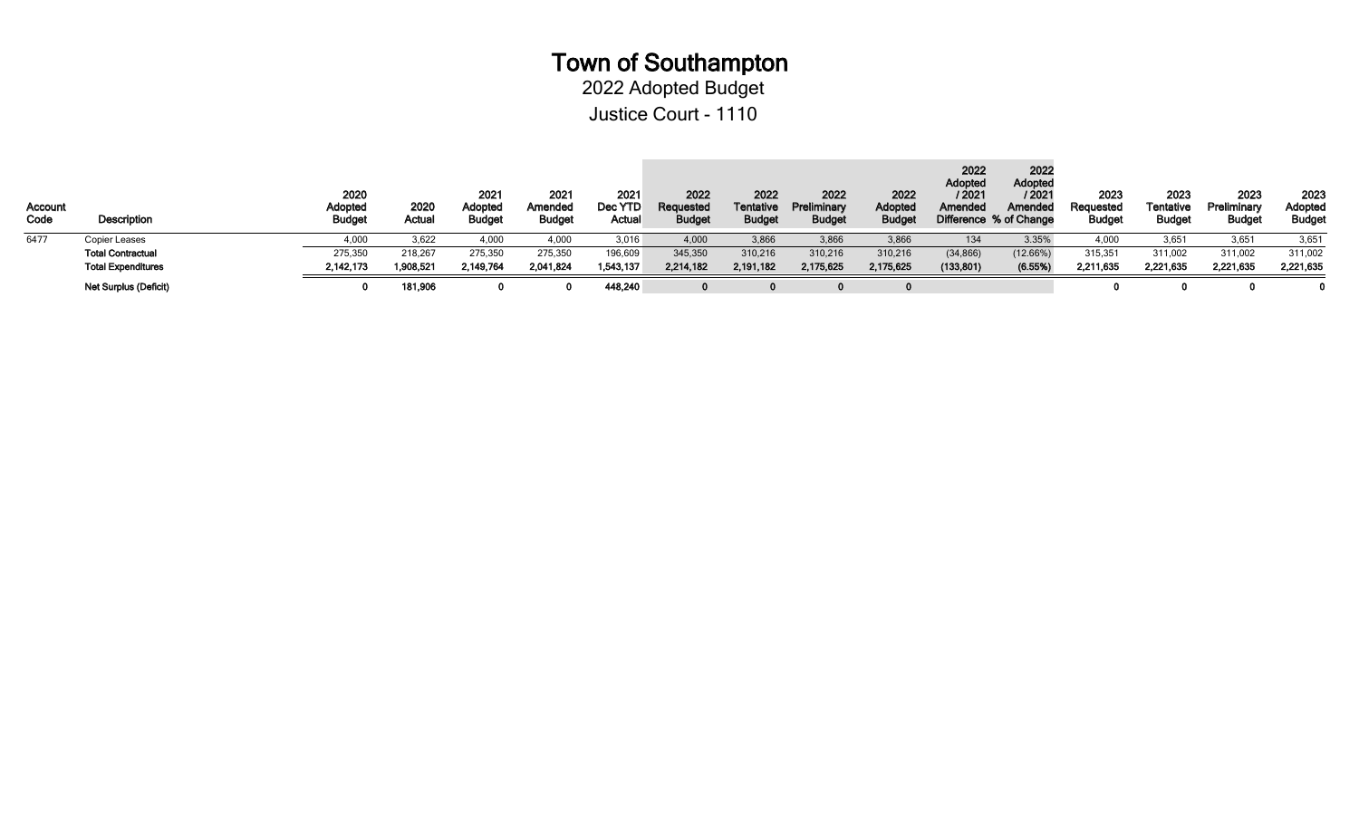# Town of Southampton

2022 Adopted Budget

Justice Court - 1110

| Account Code | Description | 2020 Adopted Budget | 2020 Actual | 2021 Adopted Budget | 2021 Amended Budget | 2021 Dec YTD Actual | 2022 Requested Budget | 2022 Tentative Budget | 2022 Preliminary Budget | 2022 Adopted Budget | 2022 Adopted / 2021 Amended Difference | 2022 Adopted / 2021 Amended % of Change | 2023 Requested Budget | 2023 Tentative Budget | 2023 Preliminary Budget | 2023 Adopted Budget |
|---|---|---|---|---|---|---|---|---|---|---|---|---|---|---|---|---|
| 6477 | Copier Leases | 4,000 | 3,622 | 4,000 | 4,000 | 3,016 | 4,000 | 3,866 | 3,866 | 3,866 | 134 | 3.35% | 4,000 | 3,651 | 3,651 | 3,651 |
| | **Total Contractual** | 275,350 | 218,267 | 275,350 | 275,350 | 196,609 | 345,350 | 310,216 | 310,216 | 310,216 | (34,866) | (12.66%) | 315,351 | 311,002 | 311,002 | 311,002 |
| | **Total Expenditures** | **2,142,173** | **1,908,521** | **2,149,764** | **2,041,824** | **1,543,137** | **2,214,182** | **2,191,182** | **2,175,625** | **2,175,625** | **(133,801)** | **(6.55%)** | **2,211,635** | **2,221,635** | **2,221,635** | **2,221,635** |
| | **Net Surplus (Deficit)** | **0** | **181,906** | **0** | **0** | **448,240** | **0** | **0** | **0** | **0** | | | **0** | **0** | **0** | **0** |